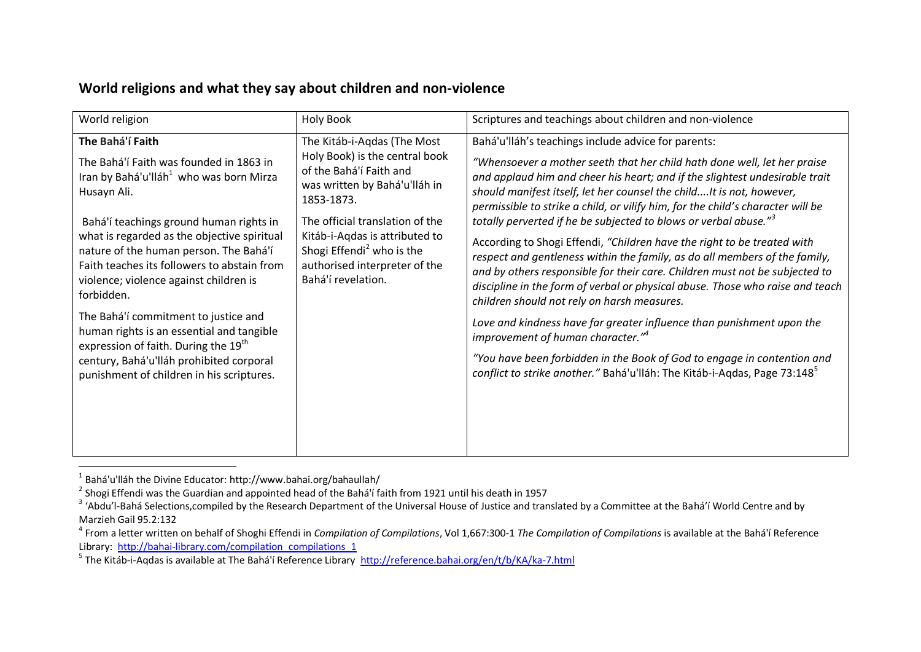## World religions and what they say about children and non-violence

| World religion | Holy Book | Scriptures and teachings about children and non-violence |
|---|---|---|
| **The Bahá'í Faith**<br><br>The Bahá'í Faith was founded in 1863 in Iran by Bahá'u'lláh[1] who was born Mirza Husayn Ali.<br><br>Bahá'í teachings ground human rights in what is regarded as the objective spiritual nature of the human person. The Bahá'í Faith teaches its followers to abstain from violence; violence against children is forbidden.<br><br>The Bahá'í commitment to justice and human rights is an essential and tangible expression of faith. During the 19th century, Bahá'u'lláh prohibited corporal punishment of children in his scriptures. | The Kitáb-i-Aqdas (The Most Holy Book) is the central book of the Bahá'í Faith and was written by Bahá'u'lláh in 1853-1873.<br><br>The official translation of the Kitáb-i-Aqdas is attributed to Shogi Effendi[2] who is the authorised interpreter of the Bahá'í revelation. | Bahá'u'lláh's teachings include advice for parents:<br><br>*"Whensoever a mother seeth that her child hath done well, let her praise and applaud him and cheer his heart; and if the slightest undesirable trait should manifest itself, let her counsel the child....It is not, however, permissible to strike a child, or vilify him, for the child's character will be totally perverted if he be subjected to blows or verbal abuse."*[3]<br><br>According to Shogi Effendi, *"Children have the right to be treated with respect and gentleness within the family, as do all members of the family, and by others responsible for their care. Children must not be subjected to discipline in the form of verbal or physical abuse. Those who raise and teach children should not rely on harsh measures.*<br><br>*Love and kindness have far greater influence than punishment upon the improvement of human character."*[4]<br><br>*"You have been forbidden in the Book of God to engage in contention and conflict to strike another."* Bahá'u'lláh: The Kitáb-i-Aqdas, Page 73:148[5] |

[1] Bahá'u'lláh the Divine Educator: http://www.bahai.org/bahaullah/

[2] Shogi Effendi was the Guardian and appointed head of the Bahá'í faith from 1921 until his death in 1957

[3] 'Abdu'l-Bahá Selections,compiled by the Research Department of the Universal House of Justice and translated by a Committee at the Bahá'í World Centre and by Marzieh Gail 95.2:132

[4] From a letter written on behalf of Shoghi Effendi in *Compilation of Compilations*, Vol 1,667:300-1 *The Compilation of Compilations* is available at the Bahá'í Reference Library: [http://bahai-library.com/compilation_compilations_1](http://bahai-library.com/compilation_compilations_1)

[5] The Kitáb-i-Aqdas is available at The Bahá'í Reference Library [http://reference.bahai.org/en/t/b/KA/ka-7.html](http://reference.bahai.org/en/t/b/KA/ka-7.html)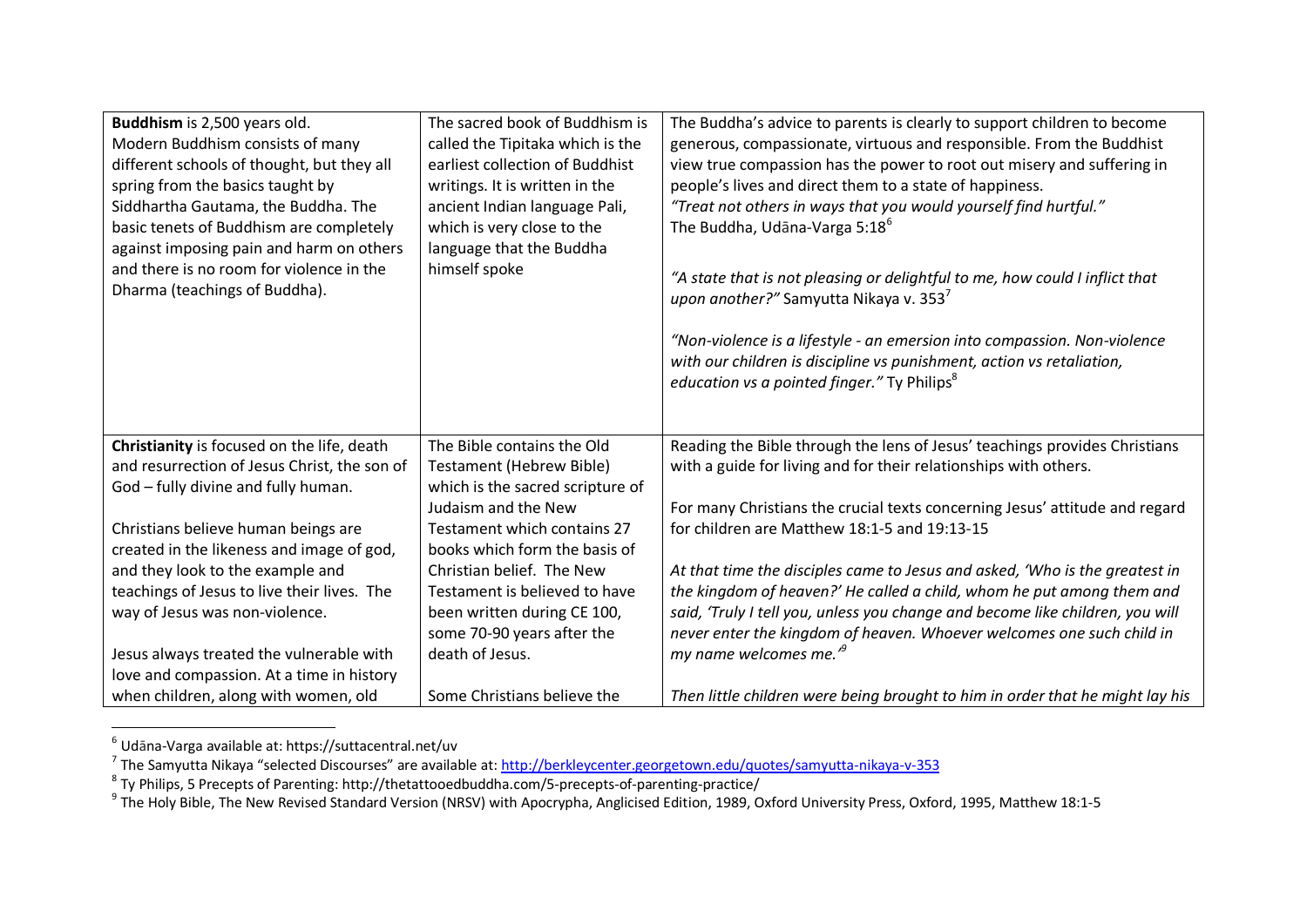| | | |
|---|---|---|
| **Buddhism** is 2,500 years old.<br>Modern Buddhism consists of many different schools of thought, but they all spring from the basics taught by Siddhartha Gautama, the Buddha. The basic tenets of Buddhism are completely against imposing pain and harm on others and there is no room for violence in the Dharma (teachings of Buddha). | The sacred book of Buddhism is called the Tipitaka which is the earliest collection of Buddhist writings. It is written in the ancient Indian language Pali, which is very close to the language that the Buddha himself spoke | The Buddha's advice to parents is clearly to support children to become generous, compassionate, virtuous and responsible. From the Buddhist view true compassion has the power to root out misery and suffering in people's lives and direct them to a state of happiness.<br>*"Treat not others in ways that you would yourself find hurtful."*<br>The Buddha, Udāna-Varga 5:18[6]<br><br>*"A state that is not pleasing or delightful to me, how could I inflict that upon another?"* Samyutta Nikaya v. 353[7]<br><br>*"Non-violence is a lifestyle - an emersion into compassion. Non-violence with our children is discipline vs punishment, action vs retaliation, education vs a pointed finger."* Ty Philips[8] |
| **Christianity** is focused on the life, death and resurrection of Jesus Christ, the son of God – fully divine and fully human.<br><br>Christians believe human beings are created in the likeness and image of god, and they look to the example and teachings of Jesus to live their lives. The way of Jesus was non-violence.<br><br>Jesus always treated the vulnerable with love and compassion. At a time in history when children, along with women, old | The Bible contains the Old Testament (Hebrew Bible) which is the sacred scripture of Judaism and the New Testament which contains 27 books which form the basis of Christian belief. The New Testament is believed to have been written during CE 100, some 70-90 years after the death of Jesus.<br><br>Some Christians believe the | Reading the Bible through the lens of Jesus' teachings provides Christians with a guide for living and for their relationships with others.<br><br>For many Christians the crucial texts concerning Jesus' attitude and regard for children are Matthew 18:1-5 and 19:13-15<br><br>*At that time the disciples came to Jesus and asked, 'Who is the greatest in the kingdom of heaven?' He called a child, whom he put among them and said, 'Truly I tell you, unless you change and become like children, you will never enter the kingdom of heaven. Whoever welcomes one such child in my name welcomes me.'*[9]<br><br>*Then little children were being brought to him in order that he might lay his* |

[6] Udāna-Varga available at: https://suttacentral.net/uv

[7] The Samyutta Nikaya "selected Discourses" are available at: http://berkleycenter.georgetown.edu/quotes/samyutta-nikaya-v-353

[8] Ty Philips, 5 Precepts of Parenting: http://thetattooedbuddha.com/5-precepts-of-parenting-practice/

[9] The Holy Bible, The New Revised Standard Version (NRSV) with Apocrypha, Anglicised Edition, 1989, Oxford University Press, Oxford, 1995, Matthew 18:1-5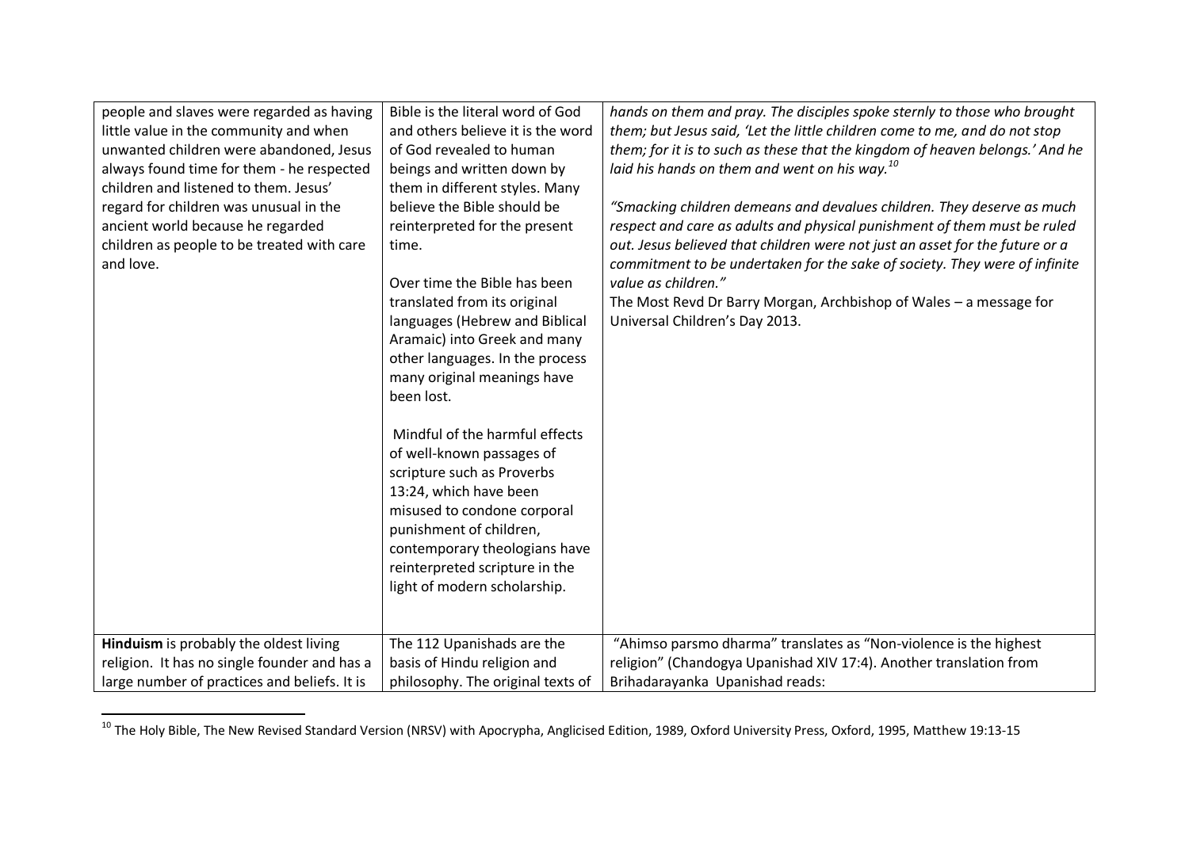| | | |
|---|---|---|
| people and slaves were regarded as having little value in the community and when unwanted children were abandoned, Jesus always found time for them - he respected children and listened to them. Jesus' regard for children was unusual in the ancient world because he regarded children as people to be treated with care and love. | Bible is the literal word of God and others believe it is the word of God revealed to human beings and written down by them in different styles. Many believe the Bible should be reinterpreted for the present time.<br><br>Over time the Bible has been translated from its original languages (Hebrew and Biblical Aramaic) into Greek and many other languages. In the process many original meanings have been lost.<br><br>Mindful of the harmful effects of well-known passages of scripture such as Proverbs 13:24, which have been misused to condone corporal punishment of children, contemporary theologians have reinterpreted scripture in the light of modern scholarship. | *hands on them and pray. The disciples spoke sternly to those who brought them; but Jesus said, 'Let the little children come to me, and do not stop them; for it is to such as these that the kingdom of heaven belongs.' And he laid his hands on them and went on his way.*[10]<br><br>*"Smacking children demeans and devalues children. They deserve as much respect and care as adults and physical punishment of them must be ruled out. Jesus believed that children were not just an asset for the future or a commitment to be undertaken for the sake of society. They were of infinite value as children."*<br>The Most Revd Dr Barry Morgan, Archbishop of Wales – a message for Universal Children's Day 2013. |
| **Hinduism** is probably the oldest living religion. It has no single founder and has a large number of practices and beliefs. It is | The 112 Upanishads are the basis of Hindu religion and philosophy. The original texts of | "Ahimso parsmo dharma" translates as "Non-violence is the highest religion" (Chandogya Upanishad XIV 17:4). Another translation from Brihadarayanka Upanishad reads: |

[10] The Holy Bible, The New Revised Standard Version (NRSV) with Apocrypha, Anglicised Edition, 1989, Oxford University Press, Oxford, 1995, Matthew 19:13-15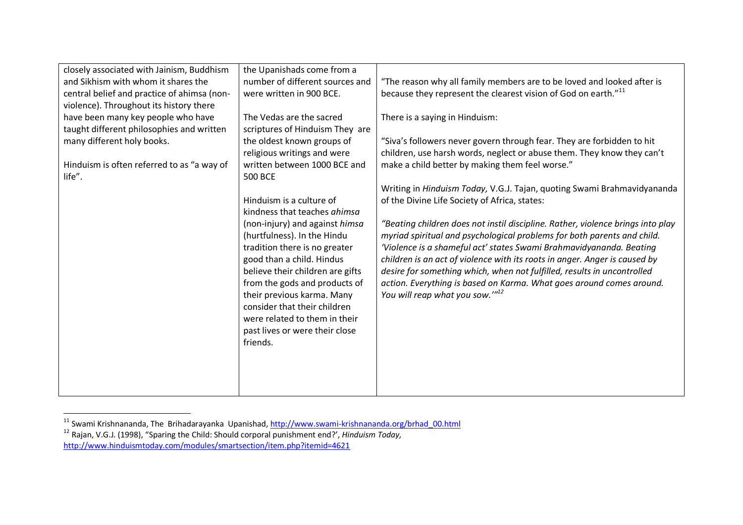| | | |
|---|---|---|
| closely associated with Jainism, Buddhism and Sikhism with whom it shares the central belief and practice of ahimsa (non-violence). Throughout its history there have been many key people who have taught different philosophies and written many different holy books.<br><br>Hinduism is often referred to as "a way of life". | the Upanishads come from a number of different sources and were written in 900 BCE.<br><br>The Vedas are the sacred scriptures of Hinduism They are the oldest known groups of religious writings and were written between 1000 BCE and 500 BCE<br><br>Hinduism is a culture of kindness that teaches *ahimsa* (non-injury) and against *himsa* (hurtfulness). In the Hindu tradition there is no greater good than a child. Hindus believe their children are gifts from the gods and products of their previous karma. Many consider that their children were related to them in their past lives or were their close friends. | "The reason why all family members are to be loved and looked after is because they represent the clearest vision of God on earth."[11]<br><br>There is a saying in Hinduism:<br><br>"Siva's followers never govern through fear. They are forbidden to hit children, use harsh words, neglect or abuse them. They know they can't make a child better by making them feel worse."<br><br>Writing in *Hinduism Today,* V.G.J. Tajan, quoting Swami Brahmavidyananda of the Divine Life Society of Africa, states:<br><br>*"Beating children does not instil discipline. Rather, violence brings into play myriad spiritual and psychological problems for both parents and child. 'Violence is a shameful act' states Swami Brahmavidyananda. Beating children is an act of violence with its roots in anger. Anger is caused by desire for something which, when not fulfilled, results in uncontrolled action. Everything is based on Karma. What goes around comes around. You will reap what you sow.'"*[12] |

---

[11] Swami Krishnananda, The Brihadarayanka Upanishad, http://www.swami-krishnananda.org/brhad_00.html

[12] Rajan, V.G.J. (1998), "Sparing the Child: Should corporal punishment end?', *Hinduism Today,* http://www.hinduismtoday.com/modules/smartsection/item.php?itemid=4621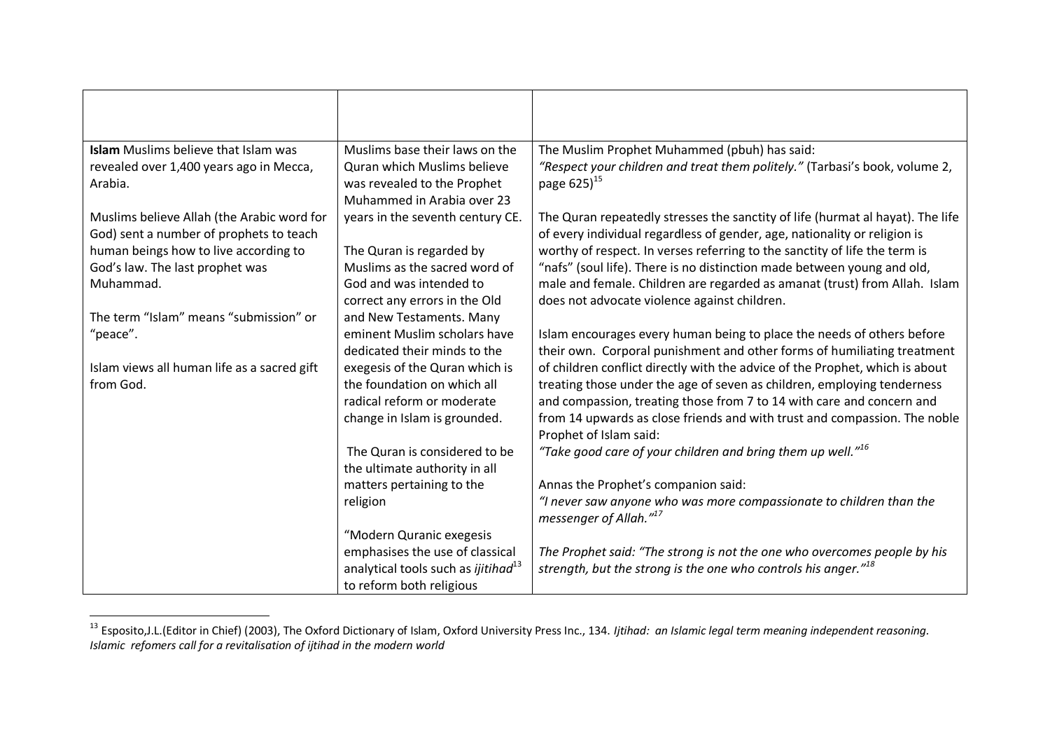|  |  |  |
|---|---|---|
| **Islam** Muslims believe that Islam was revealed over 1,400 years ago in Mecca, Arabia.<br><br>Muslims believe Allah (the Arabic word for God) sent a number of prophets to teach human beings how to live according to God's law. The last prophet was Muhammad.<br><br>The term "Islam" means "submission" or "peace".<br><br>Islam views all human life as a sacred gift from God. | Muslims base their laws on the Quran which Muslims believe was revealed to the Prophet Muhammed in Arabia over 23 years in the seventh century CE.<br><br>The Quran is regarded by Muslims as the sacred word of God and was intended to correct any errors in the Old and New Testaments. Many eminent Muslim scholars have dedicated their minds to the exegesis of the Quran which is the foundation on which all radical reform or moderate change in Islam is grounded.<br><br>The Quran is considered to be the ultimate authority in all matters pertaining to the religion<br><br>"Modern Quranic exegesis emphasises the use of classical analytical tools such as *ijitihad*[13] to reform both religious | The Muslim Prophet Muhammed (pbuh) has said:<br>*"Respect your children and treat them politely."* (Tarbasi's book, volume 2, page 625)[15]<br><br>The Quran repeatedly stresses the sanctity of life (hurmat al hayat). The life of every individual regardless of gender, age, nationality or religion is worthy of respect. In verses referring to the sanctity of life the term is "nafs" (soul life). There is no distinction made between young and old, male and female. Children are regarded as amanat (trust) from Allah. Islam does not advocate violence against children.<br><br>Islam encourages every human being to place the needs of others before their own. Corporal punishment and other forms of humiliating treatment of children conflict directly with the advice of the Prophet, which is about treating those under the age of seven as children, employing tenderness and compassion, treating those from 7 to 14 with care and concern and from 14 upwards as close friends and with trust and compassion. The noble Prophet of Islam said:<br>*"Take good care of your children and bring them up well."*[16]<br><br>Annas the Prophet's companion said:<br>*"I never saw anyone who was more compassionate to children than the messenger of Allah."*[17]<br><br>*The Prophet said: "The strong is not the one who overcomes people by his strength, but the strong is the one who controls his anger."*[18] |

[13] Esposito,J.L.(Editor in Chief) (2003), The Oxford Dictionary of Islam, Oxford University Press Inc., 134. *Ijtihad: an Islamic legal term meaning independent reasoning. Islamic refomers call for a revitalisation of ijtihad in the modern world*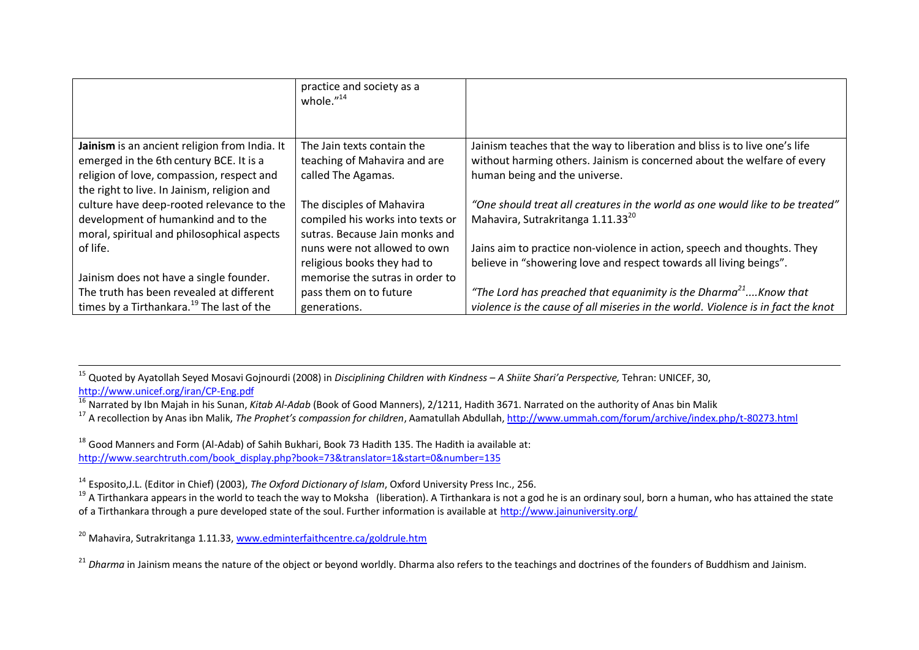| | | |
|---|---|---|
| | practice and society as a whole."[14] | |
| **Jainism** is an ancient religion from India. It emerged in the 6th century BCE. It is a religion of love, compassion, respect and the right to live. In Jainism, religion and culture have deep-rooted relevance to the development of humankind and to the moral, spiritual and philosophical aspects of life.<br><br>Jainism does not have a single founder. The truth has been revealed at different times by a Tirthankara.[19] The last of the | The Jain texts contain the teaching of Mahavira and are called The Agamas.<br><br>The disciples of Mahavira compiled his works into texts or sutras. Because Jain monks and nuns were not allowed to own religious books they had to memorise the sutras in order to pass them on to future generations. | Jainism teaches that the way to liberation and bliss is to live one's life without harming others. Jainism is concerned about the welfare of every human being and the universe.<br><br>*"One should treat all creatures in the world as one would like to be treated"* Mahavira, Sutrakritanga 1.11.33[20]<br><br>Jains aim to practice non-violence in action, speech and thoughts. They believe in "showering love and respect towards all living beings".<br><br>*"The Lord has preached that equanimity is the Dharma[21]....Know that violence is the cause of all miseries in the world. Violence is in fact the knot* |

[15] Quoted by Ayatollah Seyed Mosavi Gojnourdi (2008) in *Disciplining Children with Kindness – A Shiite Shari'a Perspective,* Tehran: UNICEF, 30, http://www.unicef.org/iran/CP-Eng.pdf

[16] Narrated by Ibn Majah in his Sunan, *Kitab Al-Adab* (Book of Good Manners), 2/1211, Hadith 3671. Narrated on the authority of Anas bin Malik

[17] A recollection by Anas ibn Malik, *The Prophet's compassion for children*, Aamatullah Abdullah, http://www.ummah.com/forum/archive/index.php/t-80273.html

[18] Good Manners and Form (Al-Adab) of Sahih Bukhari, Book 73 Hadith 135. The Hadith ia available at: http://www.searchtruth.com/book_display.php?book=73&translator=1&start=0&number=135

[14] Esposito,J.L. (Editor in Chief) (2003), *The Oxford Dictionary of Islam*, Oxford University Press Inc., 256.

[19] A Tirthankara appears in the world to teach the way to Moksha (liberation). A Tirthankara is not a god he is an ordinary soul, born a human, who has attained the state of a Tirthankara through a pure developed state of the soul. Further information is available at http://www.jainuniversity.org/

[20] Mahavira, Sutrakritanga 1.11.33, www.edminterfaithcentre.ca/goldrule.htm

[21] *Dharma* in Jainism means the nature of the object or beyond worldly. Dharma also refers to the teachings and doctrines of the founders of Buddhism and Jainism.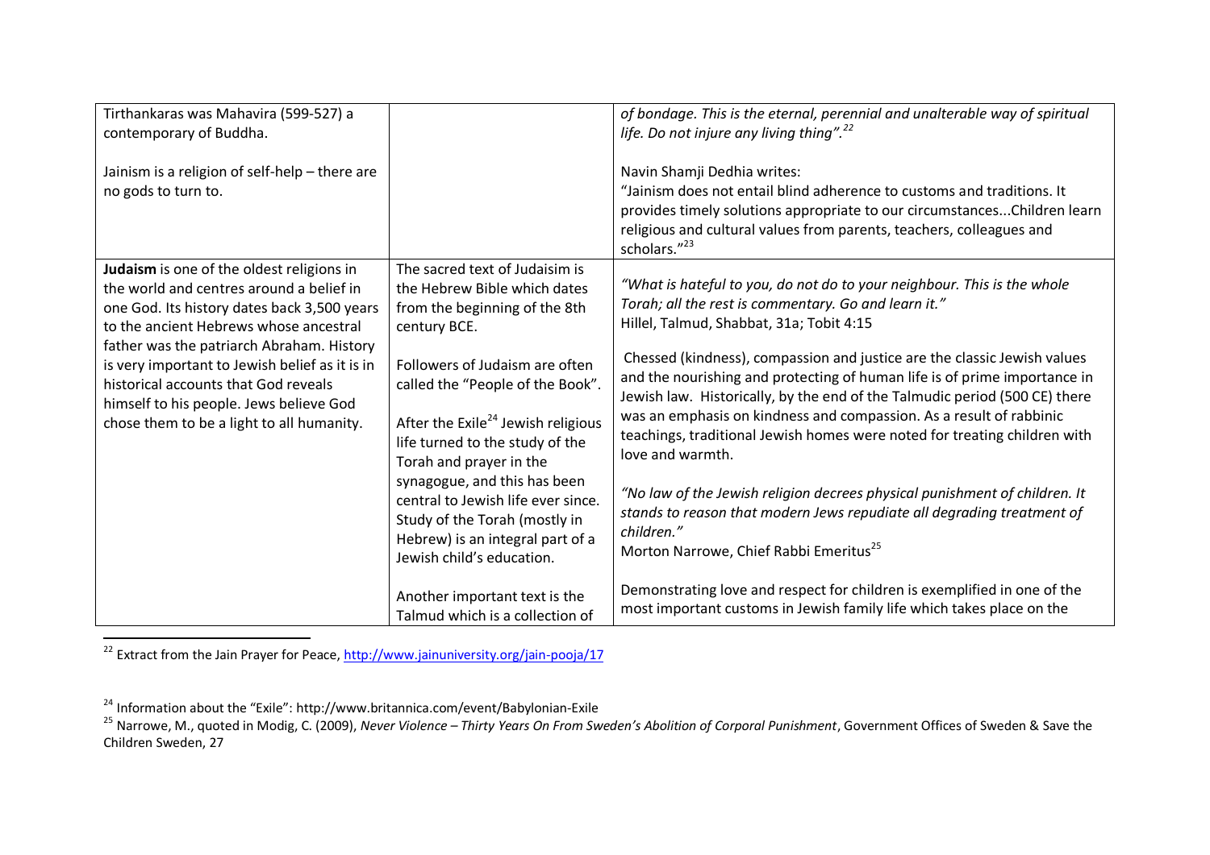| | | |
|---|---|---|
| Tirthankaras was Mahavira (599-527) a contemporary of Buddha.<br><br>Jainism is a religion of self-help – there are no gods to turn to. | | *of bondage. This is the eternal, perennial and unalterable way of spiritual life. Do not injure any living thing".*[22]<br><br>Navin Shamji Dedhia writes:<br>"Jainism does not entail blind adherence to customs and traditions. It provides timely solutions appropriate to our circumstances...Children learn religious and cultural values from parents, teachers, colleagues and scholars."[23] |
| **Judaism** is one of the oldest religions in the world and centres around a belief in one God. Its history dates back 3,500 years to the ancient Hebrews whose ancestral father was the patriarch Abraham. History is very important to Jewish belief as it is in historical accounts that God reveals himself to his people. Jews believe God chose them to be a light to all humanity. | The sacred text of Judaisim is the Hebrew Bible which dates from the beginning of the 8th century BCE.<br><br>Followers of Judaism are often called the "People of the Book".<br><br>After the Exile[24] Jewish religious life turned to the study of the Torah and prayer in the synagogue, and this has been central to Jewish life ever since. Study of the Torah (mostly in Hebrew) is an integral part of a Jewish child's education.<br><br>Another important text is the Talmud which is a collection of | *"What is hateful to you, do not do to your neighbour. This is the whole Torah; all the rest is commentary. Go and learn it."*<br>Hillel, Talmud, Shabbat, 31a; Tobit 4:15<br><br>Chessed (kindness), compassion and justice are the classic Jewish values and the nourishing and protecting of human life is of prime importance in Jewish law. Historically, by the end of the Talmudic period (500 CE) there was an emphasis on kindness and compassion. As a result of rabbinic teachings, traditional Jewish homes were noted for treating children with love and warmth.<br><br>*"No law of the Jewish religion decrees physical punishment of children. It stands to reason that modern Jews repudiate all degrading treatment of children."*<br>Morton Narrowe, Chief Rabbi Emeritus[25]<br><br>Demonstrating love and respect for children is exemplified in one of the most important customs in Jewish family life which takes place on the |

[22] Extract from the Jain Prayer for Peace, http://www.jainuniversity.org/jain-pooja/17

[24] Information about the "Exile": http://www.britannica.com/event/Babylonian-Exile

[25] Narrowe, M., quoted in Modig, C. (2009), *Never Violence – Thirty Years On From Sweden's Abolition of Corporal Punishment*, Government Offices of Sweden & Save the Children Sweden, 27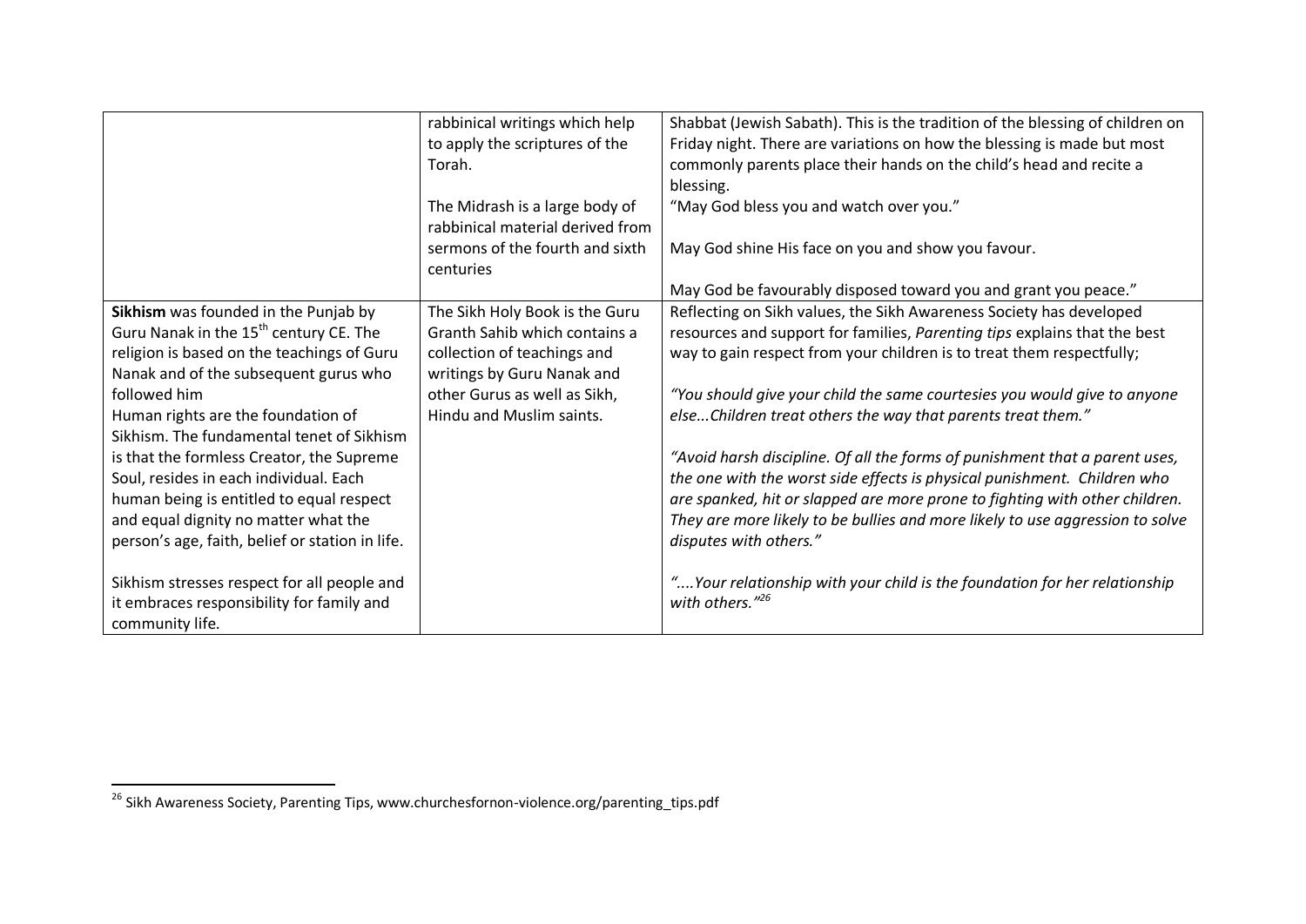| | | |
|---|---|---|
| | rabbinical writings which help to apply the scriptures of the Torah.<br><br>The Midrash is a large body of rabbinical material derived from sermons of the fourth and sixth centuries | Shabbat (Jewish Sabath). This is the tradition of the blessing of children on Friday night. There are variations on how the blessing is made but most commonly parents place their hands on the child's head and recite a blessing.<br>"May God bless you and watch over you."<br><br>May God shine His face on you and show you favour.<br><br>May God be favourably disposed toward you and grant you peace." |
| **Sikhism** was founded in the Punjab by Guru Nanak in the 15th century CE. The religion is based on the teachings of Guru Nanak and of the subsequent gurus who followed him<br>Human rights are the foundation of Sikhism. The fundamental tenet of Sikhism is that the formless Creator, the Supreme Soul, resides in each individual. Each human being is entitled to equal respect and equal dignity no matter what the person's age, faith, belief or station in life.<br><br>Sikhism stresses respect for all people and it embraces responsibility for family and community life. | The Sikh Holy Book is the Guru Granth Sahib which contains a collection of teachings and writings by Guru Nanak and other Gurus as well as Sikh, Hindu and Muslim saints. | Reflecting on Sikh values, the Sikh Awareness Society has developed resources and support for families, *Parenting tips* explains that the best way to gain respect from your children is to treat them respectfully;<br><br>*"You should give your child the same courtesies you would give to anyone else...Children treat others the way that parents treat them."*<br><br>*"Avoid harsh discipline. Of all the forms of punishment that a parent uses, the one with the worst side effects is physical punishment. Children who are spanked, hit or slapped are more prone to fighting with other children. They are more likely to be bullies and more likely to use aggression to solve disputes with others."*<br><br>*"....Your relationship with your child is the foundation for her relationship with others."*[26] |

[26] Sikh Awareness Society, Parenting Tips, www.churchesfornon-violence.org/parenting_tips.pdf